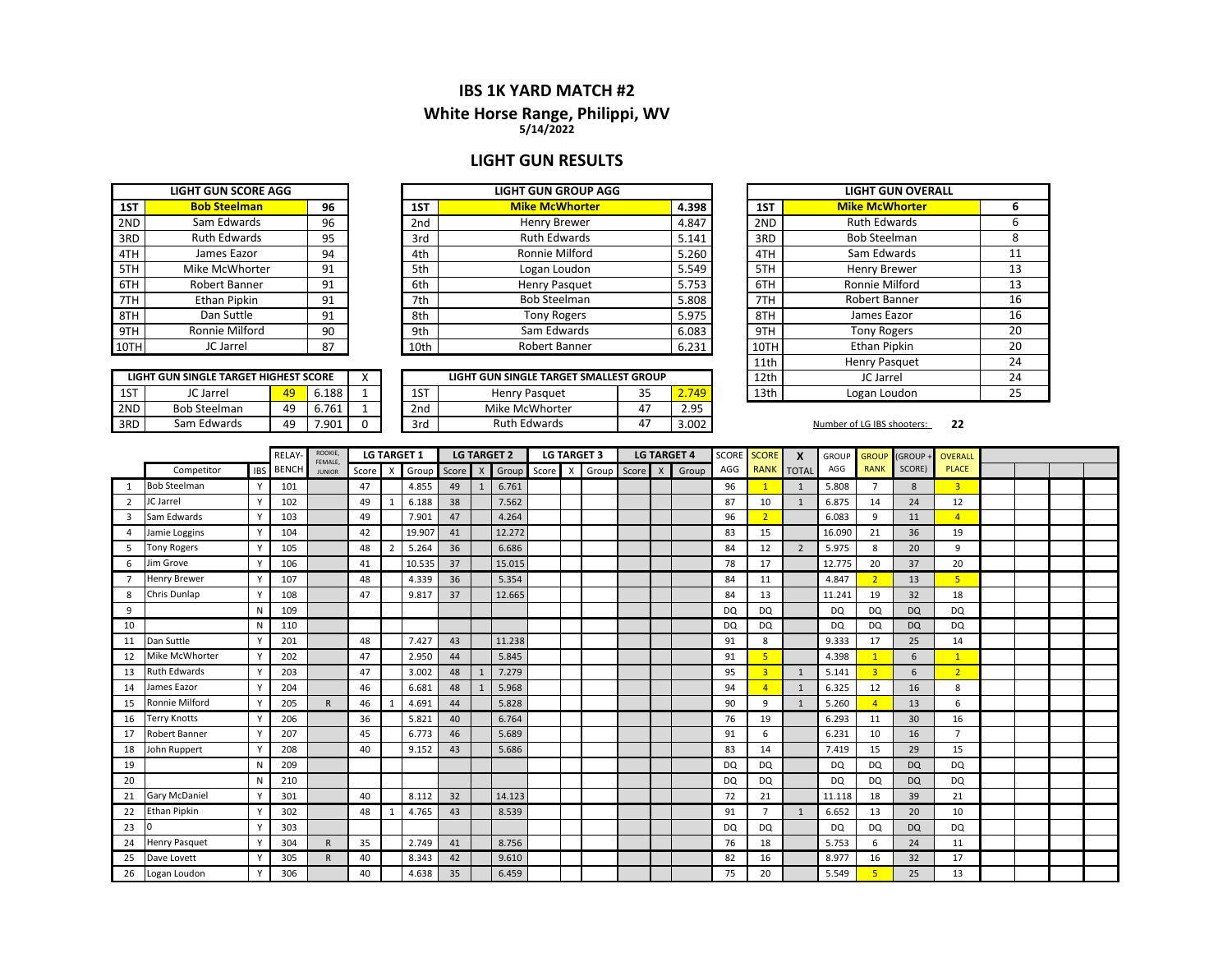# IBS 1K YARD MATCH #2

## White Horse Range, Philippi, WV

5/14/2022

## LIGHT GUN RESULTS

| LIGHT GUN SCORE AGG | | |
|---|---|---|
| 1ST | **Bob Steelman** | **96** |
| 2ND | Sam Edwards | 96 |
| 3RD | Ruth Edwards | 95 |
| 4TH | James Eazor | 94 |
| 5TH | Mike McWhorter | 91 |
| 6TH | Robert Banner | 91 |
| 7TH | Ethan Pipkin | 91 |
| 8TH | Dan Suttle | 91 |
| 9TH | Ronnie Milford | 90 |
| 10TH | JC Jarrel | 87 |

| LIGHT GUN GROUP AGG | | |
|---|---|---|
| 1ST | **Mike McWhorter** | **4.398** |
| 2nd | Henry Brewer | 4.847 |
| 3rd | Ruth Edwards | 5.141 |
| 4th | Ronnie Milford | 5.260 |
| 5th | Logan Loudon | 5.549 |
| 6th | Henry Pasquet | 5.753 |
| 7th | Bob Steelman | 5.808 |
| 8th | Tony Rogers | 5.975 |
| 9th | Sam Edwards | 6.083 |
| 10th | Robert Banner | 6.231 |

| LIGHT GUN OVERALL | | |
|---|---|---|
| 1ST | **Mike McWhorter** | **6** |
| 2ND | Ruth Edwards | 6 |
| 3RD | Bob Steelman | 8 |
| 4TH | Sam Edwards | 11 |
| 5TH | Henry Brewer | 13 |
| 6TH | Ronnie Milford | 13 |
| 7TH | Robert Banner | 16 |
| 8TH | James Eazor | 16 |
| 9TH | Tony Rogers | 20 |
| 10TH | Ethan Pipkin | 20 |
| 11th | Henry Pasquet | 24 |
| 12th | JC Jarrel | 24 |
| 13th | Logan Loudon | 25 |

| LIGHT GUN SINGLE TARGET HIGHEST SCORE | | | | X |
|---|---|---|---|---|
| 1ST | JC Jarrel | 49 | 6.188 | 1 |
| 2ND | Bob Steelman | 49 | 6.761 | 1 |
| 3RD | Sam Edwards | 49 | 7.901 | 0 |

| LIGHT GUN SINGLE TARGET SMALLEST GROUP | | | |
|---|---|---|---|
| 1ST | Henry Pasquet | 35 | 2.749 |
| 2nd | Mike McWhorter | 47 | 2.95 |
| 3rd | Ruth Edwards | 47 | 3.002 |

Number of LG IBS shooters: **22**

| | Competitor | IBS | RELAY-BENCH | ROOKIE, FEMALE, JUNIOR | LG TARGET 1 | | | LG TARGET 2 | | | LG TARGET 3 | | | LG TARGET 4 | | | SCORE AGG | SCORE RANK | X TOTAL | GROUP AGG | GROUP RANK | (GROUP + SCORE) | OVERALL PLACE |
|---|---|---|---|---|---|---|---|---|---|---|---|---|---|---|---|---|---|---|---|---|---|---|---|
| | | | | | Score | X | Group | Score | X | Group | Score | X | Group | Score | X | Group | | | | | | | |
| 1 | Bob Steelman | Y | 101 | | 47 | | 4.855 | 49 | 1 | 6.761 | | | | | | | 96 | 1 | 1 | 5.808 | 7 | 8 | 3 |
| 2 | JC Jarrel | Y | 102 | | 49 | 1 | 6.188 | 38 | | 7.562 | | | | | | | 87 | 10 | 1 | 6.875 | 14 | 24 | 12 |
| 3 | Sam Edwards | Y | 103 | | 49 | | 7.901 | 47 | | 4.264 | | | | | | | 96 | 2 | | 6.083 | 9 | 11 | 4 |
| 4 | Jamie Loggins | Y | 104 | | 42 | | 19.907 | 41 | | 12.272 | | | | | | | 83 | 15 | | 16.090 | 21 | 36 | 19 |
| 5 | Tony Rogers | Y | 105 | | 48 | 2 | 5.264 | 36 | | 6.686 | | | | | | | 84 | 12 | 2 | 5.975 | 8 | 20 | 9 |
| 6 | Jim Grove | Y | 106 | | 41 | | 10.535 | 37 | | 15.015 | | | | | | | 78 | 17 | | 12.775 | 20 | 37 | 20 |
| 7 | Henry Brewer | Y | 107 | | 48 | | 4.339 | 36 | | 5.354 | | | | | | | 84 | 11 | | 4.847 | 2 | 13 | 5 |
| 8 | Chris Dunlap | Y | 108 | | 47 | | 9.817 | 37 | | 12.665 | | | | | | | 84 | 13 | | 11.241 | 19 | 32 | 18 |
| 9 | | N | 109 | | | | | | | | | | | | | | DQ | DQ | | DQ | DQ | DQ | DQ |
| 10 | | N | 110 | | | | | | | | | | | | | | DQ | DQ | | DQ | DQ | DQ | DQ |
| 11 | Dan Suttle | Y | 201 | | 48 | | 7.427 | 43 | | 11.238 | | | | | | | 91 | 8 | | 9.333 | 17 | 25 | 14 |
| 12 | Mike McWhorter | Y | 202 | | 47 | | 2.950 | 44 | | 5.845 | | | | | | | 91 | 5 | | 4.398 | 1 | 6 | 1 |
| 13 | Ruth Edwards | Y | 203 | | 47 | | 3.002 | 48 | 1 | 7.279 | | | | | | | 95 | 3 | 1 | 5.141 | 3 | 6 | 2 |
| 14 | James Eazor | Y | 204 | | 46 | | 6.681 | 48 | 1 | 5.968 | | | | | | | 94 | 4 | 1 | 6.325 | 12 | 16 | 8 |
| 15 | Ronnie Milford | Y | 205 | R | 46 | 1 | 4.691 | 44 | | 5.828 | | | | | | | 90 | 9 | 1 | 5.260 | 4 | 13 | 6 |
| 16 | Terry Knotts | Y | 206 | | 36 | | 5.821 | 40 | | 6.764 | | | | | | | 76 | 19 | | 6.293 | 11 | 30 | 16 |
| 17 | Robert Banner | Y | 207 | | 45 | | 6.773 | 46 | | 5.689 | | | | | | | 91 | 6 | | 6.231 | 10 | 16 | 7 |
| 18 | John Ruppert | Y | 208 | | 40 | | 9.152 | 43 | | 5.686 | | | | | | | 83 | 14 | | 7.419 | 15 | 29 | 15 |
| 19 | | N | 209 | | | | | | | | | | | | | | DQ | DQ | | DQ | DQ | DQ | DQ |
| 20 | | N | 210 | | | | | | | | | | | | | | DQ | DQ | | DQ | DQ | DQ | DQ |
| 21 | Gary McDaniel | Y | 301 | | 40 | | 8.112 | 32 | | 14.123 | | | | | | | 72 | 21 | | 11.118 | 18 | 39 | 21 |
| 22 | Ethan Pipkin | Y | 302 | | 48 | 1 | 4.765 | 43 | | 8.539 | | | | | | | 91 | 7 | 1 | 6.652 | 13 | 20 | 10 |
| 23 | 0 | Y | 303 | | | | | | | | | | | | | | DQ | DQ | | DQ | DQ | DQ | DQ |
| 24 | Henry Pasquet | Y | 304 | R | 35 | | 2.749 | 41 | | 8.756 | | | | | | | 76 | 18 | | 5.753 | 6 | 24 | 11 |
| 25 | Dave Lovett | Y | 305 | R | 40 | | 8.343 | 42 | | 9.610 | | | | | | | 82 | 16 | | 8.977 | 16 | 32 | 17 |
| 26 | Logan Loudon | Y | 306 | | 40 | | 4.638 | 35 | | 6.459 | | | | | | | 75 | 20 | | 5.549 | 5 | 25 | 13 |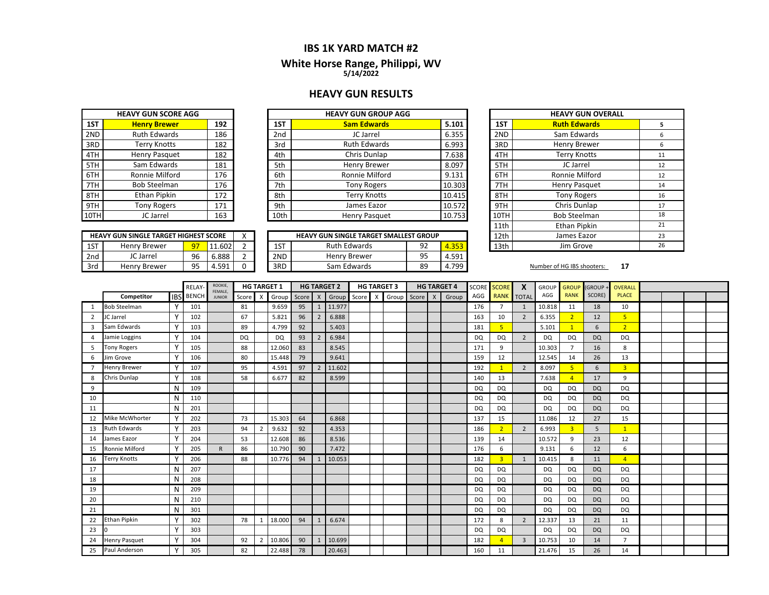# IBS 1K YARD MATCH #2

## White Horse Range, Philippi, WV

5/14/2022

## HEAVY GUN RESULTS

| HEAVY GUN SCORE AGG | | |
|---|---|---|
| 1ST | **Henry Brewer** | **192** |
| 2ND | Ruth Edwards | 186 |
| 3RD | Terry Knotts | 182 |
| 4TH | Henry Pasquet | 182 |
| 5TH | Sam Edwards | 181 |
| 6TH | Ronnie Milford | 176 |
| 7TH | Bob Steelman | 176 |
| 8TH | Ethan Pipkin | 172 |
| 9TH | Tony Rogers | 171 |
| 10TH | JC Jarrel | 163 |

| HEAVY GUN GROUP AGG | | |
|---|---|---|
| 1ST | **Sam Edwards** | **5.101** |
| 2nd | JC Jarrel | 6.355 |
| 3rd | Ruth Edwards | 6.993 |
| 4th | Chris Dunlap | 7.638 |
| 5th | Henry Brewer | 8.097 |
| 6th | Ronnie Milford | 9.131 |
| 7th | Tony Rogers | 10.303 |
| 8th | Terry Knotts | 10.415 |
| 9th | James Eazor | 10.572 |
| 10th | Henry Pasquet | 10.753 |

| HEAVY GUN OVERALL | | |
|---|---|---|
| 1ST | **Ruth Edwards** | 5 |
| 2ND | Sam Edwards | 6 |
| 3RD | Henry Brewer | 6 |
| 4TH | Terry Knotts | 11 |
| 5TH | JC Jarrel | 12 |
| 6TH | Ronnie Milford | 12 |
| 7TH | Henry Pasquet | 14 |
| 8TH | Tony Rogers | 16 |
| 9TH | Chris Dunlap | 17 |
| 10TH | Bob Steelman | 18 |
| 11th | Ethan Pipkin | 21 |
| 12th | James Eazor | 23 |
| 13th | Jim Grove | 26 |

| HEAVY GUN SINGLE TARGET HIGHEST SCORE | | | | X |
|---|---|---|---|---|
| 1ST | Henry Brewer | 97 | 11.602 | 2 |
| 2nd | JC Jarrel | 96 | 6.888 | 2 |
| 3rd | Henry Brewer | 95 | 4.591 | 0 |

| HEAVY GUN SINGLE TARGET SMALLEST GROUP | | | |
|---|---|---|---|
| 1ST | Ruth Edwards | 92 | 4.353 |
| 2ND | Henry Brewer | 95 | 4.591 |
| 3RD | Sam Edwards | 89 | 4.799 |

Number of HG IBS shooters: **17**

| | Competitor | IBS | RELAY-BENCH | ROOKIE, FEMALE, JUNIOR | HG TARGET 1 Score | X | Group | HG TARGET 2 Score | X | Group | HG TARGET 3 Score | X | Group | HG TARGET 4 Score | X | Group | SCORE AGG | SCORE RANK | X TOTAL | GROUP AGG | GROUP RANK | (GROUP + SCORE) | OVERALL PLACE |
|---|---|---|---|---|---|---|---|---|---|---|---|---|---|---|---|---|---|---|---|---|---|---|---|
| 1 | Bob Steelman | Y | 101 | | 81 | | 9.659 | 95 | 1 | 11.977 | | | | | | | 176 | 7 | 1 | 10.818 | 11 | 18 | 10 |
| 2 | JC Jarrel | Y | 102 | | 67 | | 5.821 | 96 | 2 | 6.888 | | | | | | | 163 | 10 | 2 | 6.355 | 2 | 12 | 5 |
| 3 | Sam Edwards | Y | 103 | | 89 | | 4.799 | 92 | | 5.403 | | | | | | | 181 | 5 | | 5.101 | 1 | 6 | 2 |
| 4 | Jamie Loggins | Y | 104 | | DQ | | DQ | 93 | 2 | 6.984 | | | | | | | DQ | DQ | 2 | DQ | DQ | DQ | DQ |
| 5 | Tony Rogers | Y | 105 | | 88 | | 12.060 | 83 | | 8.545 | | | | | | | 171 | 9 | | 10.303 | 7 | 16 | 8 |
| 6 | Jim Grove | Y | 106 | | 80 | | 15.448 | 79 | | 9.641 | | | | | | | 159 | 12 | | 12.545 | 14 | 26 | 13 |
| 7 | Henry Brewer | Y | 107 | | 95 | | 4.591 | 97 | 2 | 11.602 | | | | | | | 192 | 1 | 2 | 8.097 | 5 | 6 | 3 |
| 8 | Chris Dunlap | Y | 108 | | 58 | | 6.677 | 82 | | 8.599 | | | | | | | 140 | 13 | | 7.638 | 4 | 17 | 9 |
| 9 | | N | 109 | | | | | | | | | | | | | | DQ | DQ | | DQ | DQ | DQ | DQ |
| 10 | | N | 110 | | | | | | | | | | | | | | DQ | DQ | | DQ | DQ | DQ | DQ |
| 11 | | N | 201 | | | | | | | | | | | | | | DQ | DQ | | DQ | DQ | DQ | DQ |
| 12 | Mike McWhorter | Y | 202 | | 73 | | 15.303 | 64 | | 6.868 | | | | | | | 137 | 15 | | 11.086 | 12 | 27 | 15 |
| 13 | Ruth Edwards | Y | 203 | | 94 | 2 | 9.632 | 92 | | 4.353 | | | | | | | 186 | 2 | 2 | 6.993 | 3 | 5 | 1 |
| 14 | James Eazor | Y | 204 | | 53 | | 12.608 | 86 | | 8.536 | | | | | | | 139 | 14 | | 10.572 | 9 | 23 | 12 |
| 15 | Ronnie Milford | Y | 205 | R | 86 | | 10.790 | 90 | | 7.472 | | | | | | | 176 | 6 | | 9.131 | 6 | 12 | 6 |
| 16 | Terry Knotts | Y | 206 | | 88 | | 10.776 | 94 | 1 | 10.053 | | | | | | | 182 | 3 | 1 | 10.415 | 8 | 11 | 4 |
| 17 | | N | 207 | | | | | | | | | | | | | | DQ | DQ | | DQ | DQ | DQ | DQ |
| 18 | | N | 208 | | | | | | | | | | | | | | DQ | DQ | | DQ | DQ | DQ | DQ |
| 19 | | N | 209 | | | | | | | | | | | | | | DQ | DQ | | DQ | DQ | DQ | DQ |
| 20 | | N | 210 | | | | | | | | | | | | | | DQ | DQ | | DQ | DQ | DQ | DQ |
| 21 | | N | 301 | | | | | | | | | | | | | | DQ | DQ | | DQ | DQ | DQ | DQ |
| 22 | Ethan Pipkin | Y | 302 | | 78 | 1 | 18.000 | 94 | 1 | 6.674 | | | | | | | 172 | 8 | 2 | 12.337 | 13 | 21 | 11 |
| 23 | 0 | Y | 303 | | | | | | | | | | | | | | DQ | DQ | | DQ | DQ | DQ | DQ |
| 24 | Henry Pasquet | Y | 304 | | 92 | 2 | 10.806 | 90 | 1 | 10.699 | | | | | | | 182 | 4 | 3 | 10.753 | 10 | 14 | 7 |
| 25 | Paul Anderson | Y | 305 | | 82 | | 22.488 | 78 | | 20.463 | | | | | | | 160 | 11 | | 21.476 | 15 | 26 | 14 |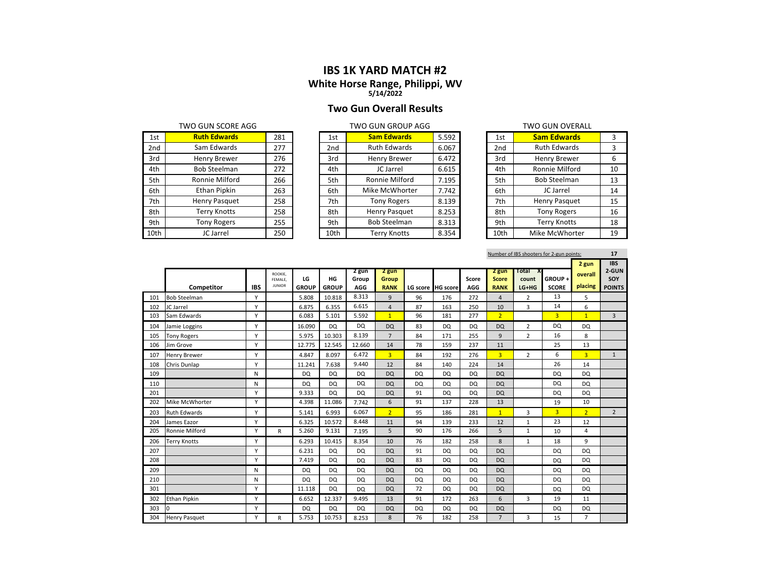# IBS 1K YARD MATCH #2

## White Horse Range, Philippi, WV

**5/14/2022**

## Two Gun Overall Results

| TWO GUN SCORE AGG | | |
|---|---|---|
| 1st | **Ruth Edwards** | 281 |
| 2nd | Sam Edwards | 277 |
| 3rd | Henry Brewer | 276 |
| 4th | Bob Steelman | 272 |
| 5th | Ronnie Milford | 266 |
| 6th | Ethan Pipkin | 263 |
| 7th | Henry Pasquet | 258 |
| 8th | Terry Knotts | 258 |
| 9th | Tony Rogers | 255 |
| 10th | JC Jarrel | 250 |

| TWO GUN GROUP AGG | | |
|---|---|---|
| 1st | **Sam Edwards** | 5.592 |
| 2nd | Ruth Edwards | 6.067 |
| 3rd | Henry Brewer | 6.472 |
| 4th | JC Jarrel | 6.615 |
| 5th | Ronnie Milford | 7.195 |
| 6th | Mike McWhorter | 7.742 |
| 7th | Tony Rogers | 8.139 |
| 8th | Henry Pasquet | 8.253 |
| 9th | Bob Steelman | 8.313 |
| 10th | Terry Knotts | 8.354 |

| TWO GUN OVERALL | | |
|---|---|---|
| 1st | **Sam Edwards** | 3 |
| 2nd | Ruth Edwards | 3 |
| 3rd | Henry Brewer | 6 |
| 4th | Ronnie Milford | 10 |
| 5th | Bob Steelman | 13 |
| 6th | JC Jarrel | 14 |
| 7th | Henry Pasquet | 15 |
| 8th | Tony Rogers | 16 |
| 9th | Terry Knotts | 18 |
| 10th | Mike McWhorter | 19 |

Number of IBS shooters for 2-gun points: 17

| | Competitor | IBS | ROOKIE, FEMALE, JUNIOR | LG GROUP | HG GROUP | 2 gun Group AGG | 2 gun Group RANK | LG score | HG score | Score AGG | 2 gun Score RANK | Total X count LG+HG | GROUP + SCORE | 2 gun overall placing | IBS 2-GUN SOY POINTS |
|---|---|---|---|---|---|---|---|---|---|---|---|---|---|---|---|
| 101 | Bob Steelman | Y | | 5.808 | 10.818 | 8.313 | 9 | 96 | 176 | 272 | 4 | 2 | 13 | 5 | |
| 102 | JC Jarrel | Y | | 6.875 | 6.355 | 6.615 | 4 | 87 | 163 | 250 | 10 | 3 | 14 | 6 | |
| 103 | Sam Edwards | Y | | 6.083 | 5.101 | 5.592 | 1 | 96 | 181 | 277 | 2 | | 3 | 1 | 3 |
| 104 | Jamie Loggins | Y | | 16.090 | DQ | DQ | DQ | 83 | DQ | DQ | DQ | 2 | DQ | DQ | |
| 105 | Tony Rogers | Y | | 5.975 | 10.303 | 8.139 | 7 | 84 | 171 | 255 | 9 | 2 | 16 | 8 | |
| 106 | Jim Grove | Y | | 12.775 | 12.545 | 12.660 | 14 | 78 | 159 | 237 | 11 | | 25 | 13 | |
| 107 | Henry Brewer | Y | | 4.847 | 8.097 | 6.472 | 3 | 84 | 192 | 276 | 3 | 2 | 6 | 3 | 1 |
| 108 | Chris Dunlap | Y | | 11.241 | 7.638 | 9.440 | 12 | 84 | 140 | 224 | 14 | | 26 | 14 | |
| 109 | | N | | DQ | DQ | DQ | DQ | DQ | DQ | DQ | DQ | | DQ | DQ | |
| 110 | | N | | DQ | DQ | DQ | DQ | DQ | DQ | DQ | DQ | | DQ | DQ | |
| 201 | | Y | | 9.333 | DQ | DQ | DQ | 91 | DQ | DQ | DQ | | DQ | DQ | |
| 202 | Mike McWhorter | Y | | 4.398 | 11.086 | 7.742 | 6 | 91 | 137 | 228 | 13 | | 19 | 10 | |
| 203 | Ruth Edwards | Y | | 5.141 | 6.993 | 6.067 | 2 | 95 | 186 | 281 | 1 | 3 | 3 | 2 | 2 |
| 204 | James Eazor | Y | | 6.325 | 10.572 | 8.448 | 11 | 94 | 139 | 233 | 12 | 1 | 23 | 12 | |
| 205 | Ronnie Milford | Y | R | 5.260 | 9.131 | 7.195 | 5 | 90 | 176 | 266 | 5 | 1 | 10 | 4 | |
| 206 | Terry Knotts | Y | | 6.293 | 10.415 | 8.354 | 10 | 76 | 182 | 258 | 8 | 1 | 18 | 9 | |
| 207 | | Y | | 6.231 | DQ | DQ | DQ | 91 | DQ | DQ | DQ | | DQ | DQ | |
| 208 | | Y | | 7.419 | DQ | DQ | DQ | 83 | DQ | DQ | DQ | | DQ | DQ | |
| 209 | | N | | DQ | DQ | DQ | DQ | DQ | DQ | DQ | DQ | | DQ | DQ | |
| 210 | | N | | DQ | DQ | DQ | DQ | DQ | DQ | DQ | DQ | | DQ | DQ | |
| 301 | | Y | | 11.118 | DQ | DQ | DQ | 72 | DQ | DQ | DQ | | DQ | DQ | |
| 302 | Ethan Pipkin | Y | | 6.652 | 12.337 | 9.495 | 13 | 91 | 172 | 263 | 6 | 3 | 19 | 11 | |
| 303 | 0 | Y | | DQ | DQ | DQ | DQ | DQ | DQ | DQ | DQ | | DQ | DQ | |
| 304 | Henry Pasquet | Y | R | 5.753 | 10.753 | 8.253 | 8 | 76 | 182 | 258 | 7 | 3 | 15 | 7 | |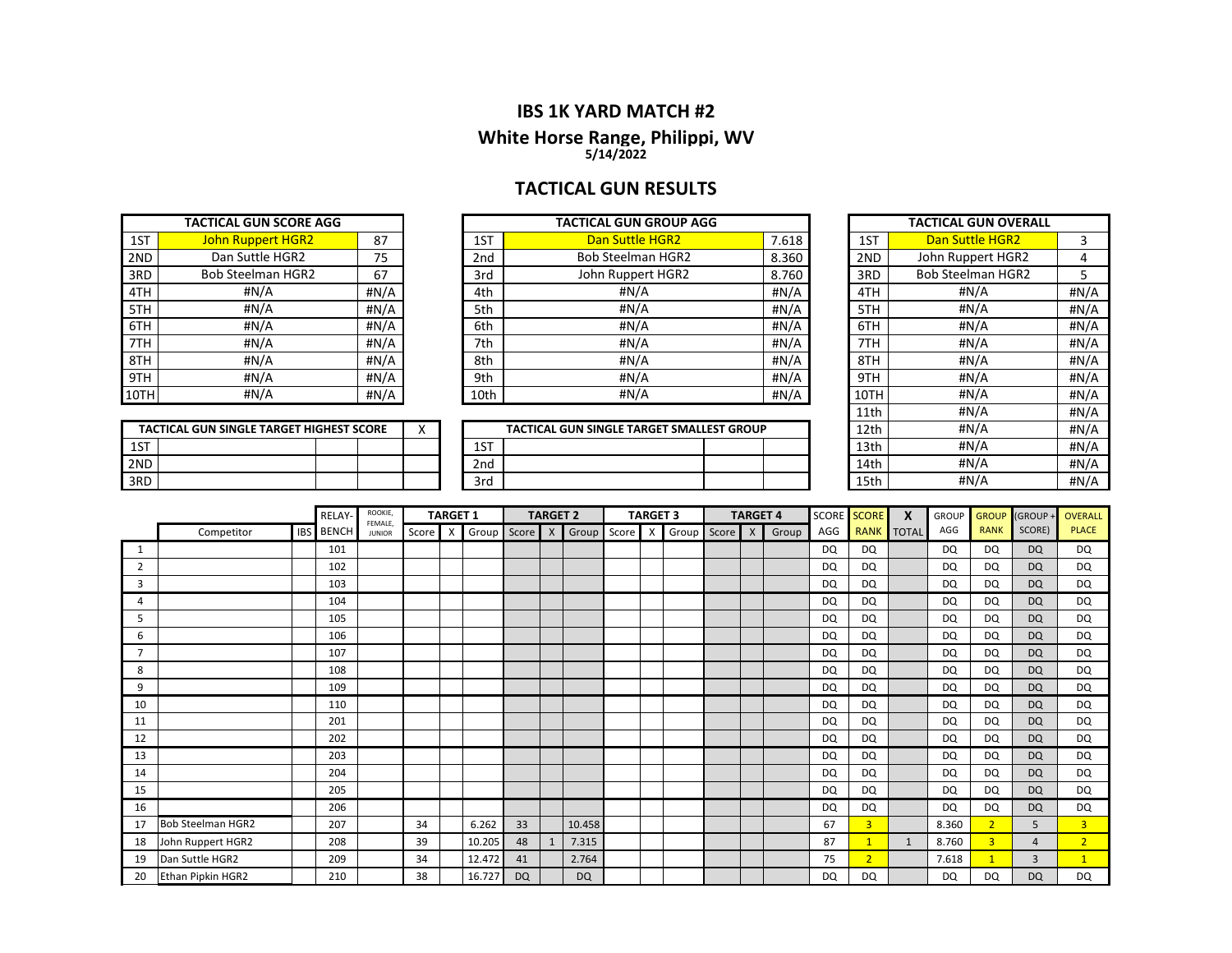# IBS 1K YARD MATCH #2

## White Horse Range, Philippi, WV

**5/14/2022**

## TACTICAL GUN RESULTS

| TACTICAL GUN SCORE AGG | | |
|---|---|---|
| 1ST | John Ruppert HGR2 | 87 |
| 2ND | Dan Suttle HGR2 | 75 |
| 3RD | Bob Steelman HGR2 | 67 |
| 4TH | #N/A | #N/A |
| 5TH | #N/A | #N/A |
| 6TH | #N/A | #N/A |
| 7TH | #N/A | #N/A |
| 8TH | #N/A | #N/A |
| 9TH | #N/A | #N/A |
| 10TH | #N/A | #N/A |

| TACTICAL GUN GROUP AGG | | |
|---|---|---|
| 1ST | Dan Suttle HGR2 | 7.618 |
| 2nd | Bob Steelman HGR2 | 8.360 |
| 3rd | John Ruppert HGR2 | 8.760 |
| 4th | #N/A | #N/A |
| 5th | #N/A | #N/A |
| 6th | #N/A | #N/A |
| 7th | #N/A | #N/A |
| 8th | #N/A | #N/A |
| 9th | #N/A | #N/A |
| 10th | #N/A | #N/A |

| TACTICAL GUN OVERALL | | |
|---|---|---|
| 1ST | Dan Suttle HGR2 | 3 |
| 2ND | John Ruppert HGR2 | 4 |
| 3RD | Bob Steelman HGR2 | 5 |
| 4TH | #N/A | #N/A |
| 5TH | #N/A | #N/A |
| 6TH | #N/A | #N/A |
| 7TH | #N/A | #N/A |
| 8TH | #N/A | #N/A |
| 9TH | #N/A | #N/A |
| 10TH | #N/A | #N/A |
| 11th | #N/A | #N/A |
| 12th | #N/A | #N/A |
| 13th | #N/A | #N/A |
| 14th | #N/A | #N/A |
| 15th | #N/A | #N/A |

| TACTICAL GUN SINGLE TARGET HIGHEST SCORE | | | | X |
|---|---|---|---|---|
| 1ST | | | | |
| 2ND | | | | |
| 3RD | | | | |

| TACTICAL GUN SINGLE TARGET SMALLEST GROUP | | | |
|---|---|---|---|
| 1ST | | | |
| 2nd | | | |
| 3rd | | | |

| | Competitor | IBS | RELAY-BENCH | ROOKIE, FEMALE, JUNIOR | TARGET 1 Score | TARGET 1 X | TARGET 1 Group | TARGET 2 Score | TARGET 2 X | TARGET 2 Group | TARGET 3 Score | TARGET 3 X | TARGET 3 Group | TARGET 4 Score | TARGET 4 X | TARGET 4 Group | SCORE AGG | SCORE RANK | X TOTAL | GROUP AGG | GROUP RANK | (GROUP + SCORE) | OVERALL PLACE |
|---|---|---|---|---|---|---|---|---|---|---|---|---|---|---|---|---|---|---|---|---|---|---|---|
| 1 | | | 101 | | | | | | | | | | | | | | DQ | DQ | | DQ | DQ | DQ | DQ |
| 2 | | | 102 | | | | | | | | | | | | | | DQ | DQ | | DQ | DQ | DQ | DQ |
| 3 | | | 103 | | | | | | | | | | | | | | DQ | DQ | | DQ | DQ | DQ | DQ |
| 4 | | | 104 | | | | | | | | | | | | | | DQ | DQ | | DQ | DQ | DQ | DQ |
| 5 | | | 105 | | | | | | | | | | | | | | DQ | DQ | | DQ | DQ | DQ | DQ |
| 6 | | | 106 | | | | | | | | | | | | | | DQ | DQ | | DQ | DQ | DQ | DQ |
| 7 | | | 107 | | | | | | | | | | | | | | DQ | DQ | | DQ | DQ | DQ | DQ |
| 8 | | | 108 | | | | | | | | | | | | | | DQ | DQ | | DQ | DQ | DQ | DQ |
| 9 | | | 109 | | | | | | | | | | | | | | DQ | DQ | | DQ | DQ | DQ | DQ |
| 10 | | | 110 | | | | | | | | | | | | | | DQ | DQ | | DQ | DQ | DQ | DQ |
| 11 | | | 201 | | | | | | | | | | | | | | DQ | DQ | | DQ | DQ | DQ | DQ |
| 12 | | | 202 | | | | | | | | | | | | | | DQ | DQ | | DQ | DQ | DQ | DQ |
| 13 | | | 203 | | | | | | | | | | | | | | DQ | DQ | | DQ | DQ | DQ | DQ |
| 14 | | | 204 | | | | | | | | | | | | | | DQ | DQ | | DQ | DQ | DQ | DQ |
| 15 | | | 205 | | | | | | | | | | | | | | DQ | DQ | | DQ | DQ | DQ | DQ |
| 16 | | | 206 | | | | | | | | | | | | | | DQ | DQ | | DQ | DQ | DQ | DQ |
| 17 | Bob Steelman HGR2 | | 207 | | 34 | | 6.262 | 33 | | 10.458 | | | | | | | 67 | 3 | | 8.360 | 2 | 5 | 3 |
| 18 | John Ruppert HGR2 | | 208 | | 39 | | 10.205 | 48 | 1 | 7.315 | | | | | | | 87 | 1 | 1 | 8.760 | 3 | 4 | 2 |
| 19 | Dan Suttle HGR2 | | 209 | | 34 | | 12.472 | 41 | | 2.764 | | | | | | | 75 | 2 | | 7.618 | 1 | 3 | 1 |
| 20 | Ethan Pipkin HGR2 | | 210 | | 38 | | 16.727 | DQ | | DQ | | | | | | | DQ | DQ | | DQ | DQ | DQ | DQ |